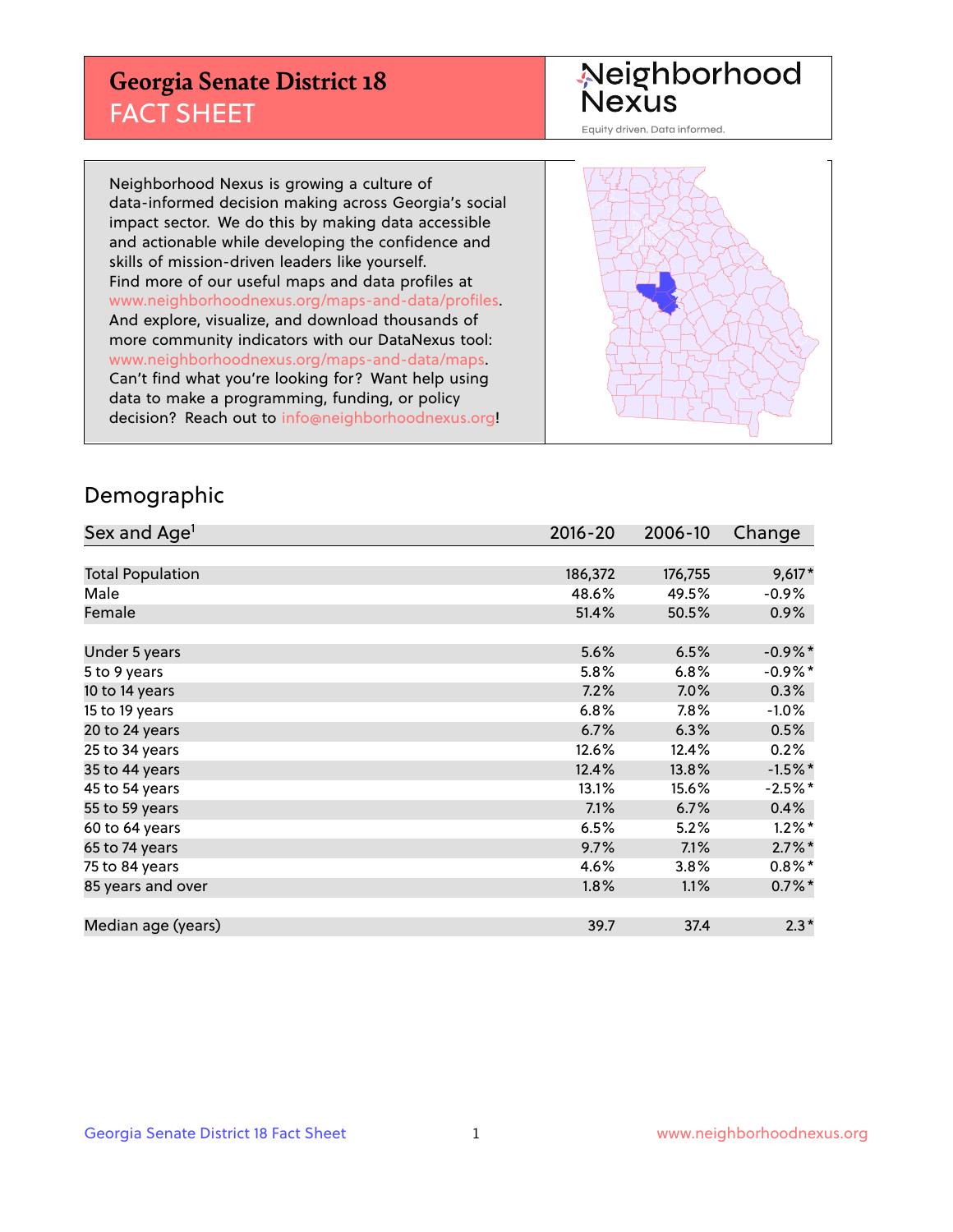# Georgia Senate District 18
## FACT SHEET

Neighborhood Nexus
Equity driven. Data informed.

Neighborhood Nexus is growing a culture of data-informed decision making across Georgia's social impact sector. We do this by making data accessible and actionable while developing the confidence and skills of mission-driven leaders like yourself. Find more of our useful maps and data profiles at www.neighborhoodnexus.org/maps-and-data/profiles. And explore, visualize, and download thousands of more community indicators with our DataNexus tool: www.neighborhoodnexus.org/maps-and-data/maps. Can't find what you're looking for? Want help using data to make a programming, funding, or policy decision? Reach out to info@neighborhoodnexus.org!

## Demographic

| Sex and Age[1] | 2016-20 | 2006-10 | Change |
|---|---|---|---|
| Total Population | 186,372 | 176,755 | 9,617* |
| Male | 48.6% | 49.5% | -0.9% |
| Female | 51.4% | 50.5% | 0.9% |
| Under 5 years | 5.6% | 6.5% | -0.9%* |
| 5 to 9 years | 5.8% | 6.8% | -0.9%* |
| 10 to 14 years | 7.2% | 7.0% | 0.3% |
| 15 to 19 years | 6.8% | 7.8% | -1.0% |
| 20 to 24 years | 6.7% | 6.3% | 0.5% |
| 25 to 34 years | 12.6% | 12.4% | 0.2% |
| 35 to 44 years | 12.4% | 13.8% | -1.5%* |
| 45 to 54 years | 13.1% | 15.6% | -2.5%* |
| 55 to 59 years | 7.1% | 6.7% | 0.4% |
| 60 to 64 years | 6.5% | 5.2% | 1.2%* |
| 65 to 74 years | 9.7% | 7.1% | 2.7%* |
| 75 to 84 years | 4.6% | 3.8% | 0.8%* |
| 85 years and over | 1.8% | 1.1% | 0.7%* |
| Median age (years) | 39.7 | 37.4 | 2.3* |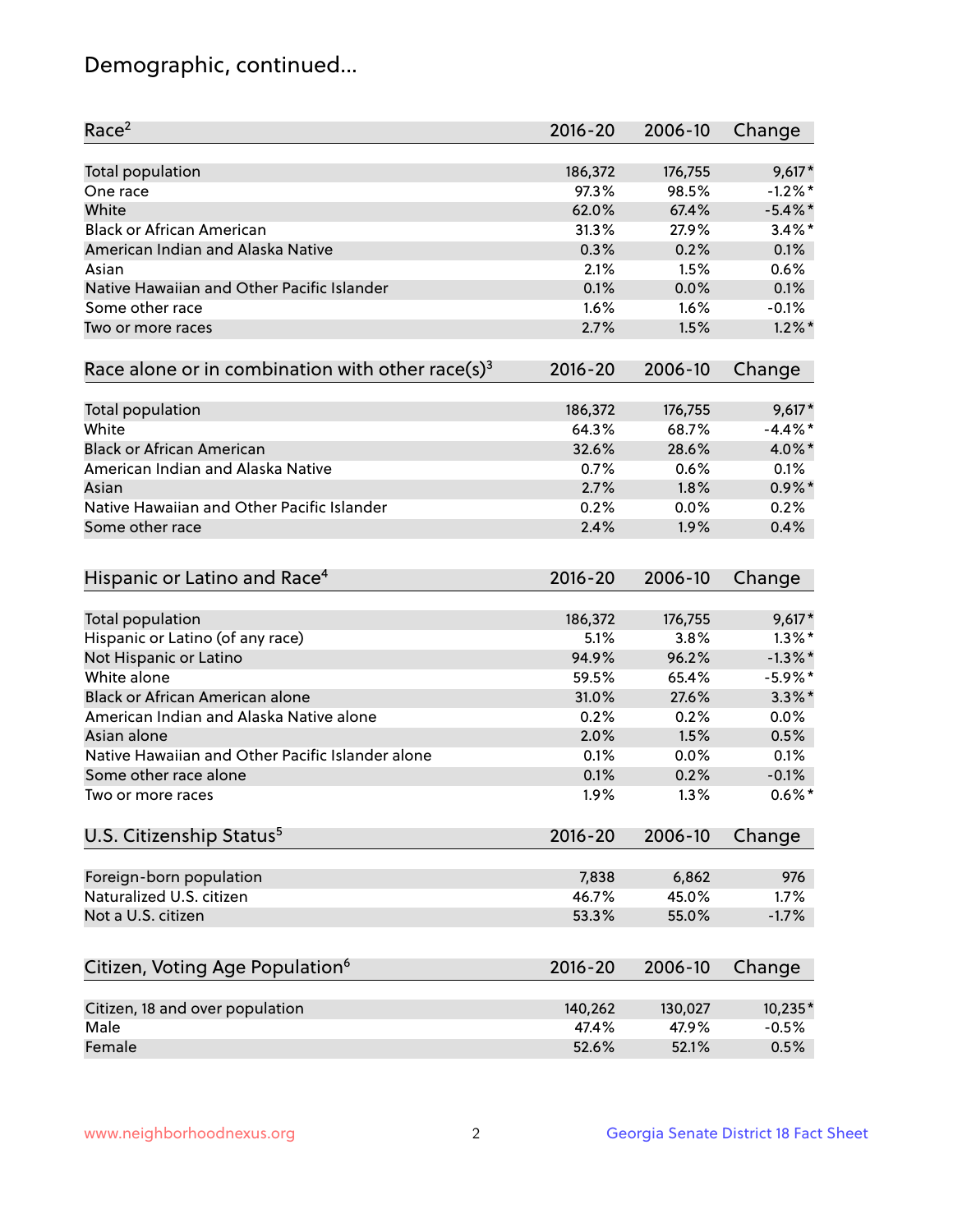## Demographic, continued...

| Race[2] | 2016-20 | 2006-10 | Change |
|---|---|---|---|
| Total population | 186,372 | 176,755 | 9,617* |
| One race | 97.3% | 98.5% | -1.2%* |
| White | 62.0% | 67.4% | -5.4%* |
| Black or African American | 31.3% | 27.9% | 3.4%* |
| American Indian and Alaska Native | 0.3% | 0.2% | 0.1% |
| Asian | 2.1% | 1.5% | 0.6% |
| Native Hawaiian and Other Pacific Islander | 0.1% | 0.0% | 0.1% |
| Some other race | 1.6% | 1.6% | -0.1% |
| Two or more races | 2.7% | 1.5% | 1.2%* |

| Race alone or in combination with other race(s)[3] | 2016-20 | 2006-10 | Change |
|---|---|---|---|
| Total population | 186,372 | 176,755 | 9,617* |
| White | 64.3% | 68.7% | -4.4%* |
| Black or African American | 32.6% | 28.6% | 4.0%* |
| American Indian and Alaska Native | 0.7% | 0.6% | 0.1% |
| Asian | 2.7% | 1.8% | 0.9%* |
| Native Hawaiian and Other Pacific Islander | 0.2% | 0.0% | 0.2% |
| Some other race | 2.4% | 1.9% | 0.4% |

| Hispanic or Latino and Race[4] | 2016-20 | 2006-10 | Change |
|---|---|---|---|
| Total population | 186,372 | 176,755 | 9,617* |
| Hispanic or Latino (of any race) | 5.1% | 3.8% | 1.3%* |
| Not Hispanic or Latino | 94.9% | 96.2% | -1.3%* |
| White alone | 59.5% | 65.4% | -5.9%* |
| Black or African American alone | 31.0% | 27.6% | 3.3%* |
| American Indian and Alaska Native alone | 0.2% | 0.2% | 0.0% |
| Asian alone | 2.0% | 1.5% | 0.5% |
| Native Hawaiian and Other Pacific Islander alone | 0.1% | 0.0% | 0.1% |
| Some other race alone | 0.1% | 0.2% | -0.1% |
| Two or more races | 1.9% | 1.3% | 0.6%* |

| U.S. Citizenship Status[5] | 2016-20 | 2006-10 | Change |
|---|---|---|---|
| Foreign-born population | 7,838 | 6,862 | 976 |
| Naturalized U.S. citizen | 46.7% | 45.0% | 1.7% |
| Not a U.S. citizen | 53.3% | 55.0% | -1.7% |

| Citizen, Voting Age Population[6] | 2016-20 | 2006-10 | Change |
|---|---|---|---|
| Citizen, 18 and over population | 140,262 | 130,027 | 10,235* |
| Male | 47.4% | 47.9% | -0.5% |
| Female | 52.6% | 52.1% | 0.5% |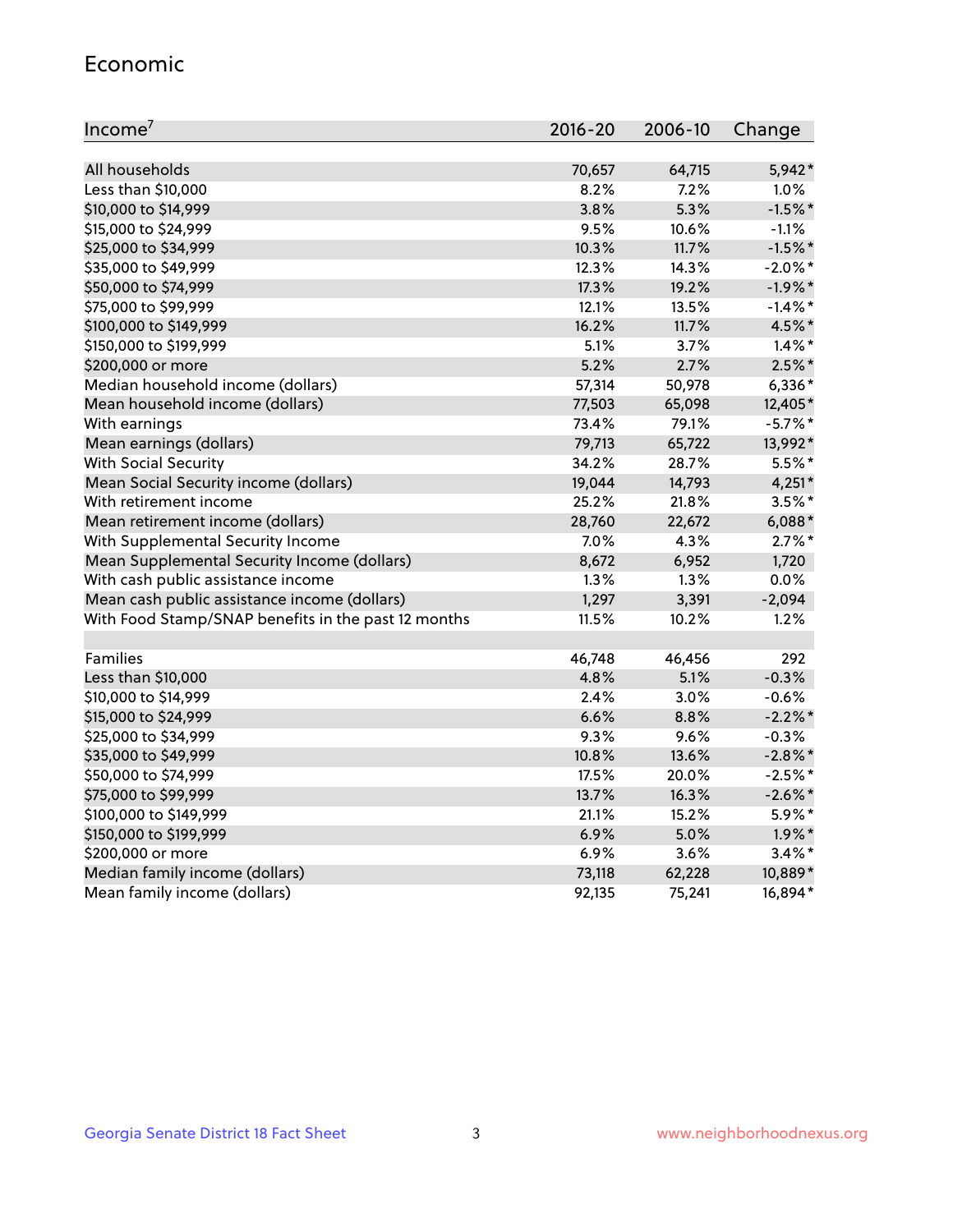## Economic

| Income[7] | 2016-20 | 2006-10 | Change |
|---|---|---|---|
| All households | 70,657 | 64,715 | 5,942* |
| Less than $10,000 | 8.2% | 7.2% | 1.0% |
| $10,000 to $14,999 | 3.8% | 5.3% | -1.5%* |
| $15,000 to $24,999 | 9.5% | 10.6% | -1.1% |
| $25,000 to $34,999 | 10.3% | 11.7% | -1.5%* |
| $35,000 to $49,999 | 12.3% | 14.3% | -2.0%* |
| $50,000 to $74,999 | 17.3% | 19.2% | -1.9%* |
| $75,000 to $99,999 | 12.1% | 13.5% | -1.4%* |
| $100,000 to $149,999 | 16.2% | 11.7% | 4.5%* |
| $150,000 to $199,999 | 5.1% | 3.7% | 1.4%* |
| $200,000 or more | 5.2% | 2.7% | 2.5%* |
| Median household income (dollars) | 57,314 | 50,978 | 6,336* |
| Mean household income (dollars) | 77,503 | 65,098 | 12,405* |
| With earnings | 73.4% | 79.1% | -5.7%* |
| Mean earnings (dollars) | 79,713 | 65,722 | 13,992* |
| With Social Security | 34.2% | 28.7% | 5.5%* |
| Mean Social Security income (dollars) | 19,044 | 14,793 | 4,251* |
| With retirement income | 25.2% | 21.8% | 3.5%* |
| Mean retirement income (dollars) | 28,760 | 22,672 | 6,088* |
| With Supplemental Security Income | 7.0% | 4.3% | 2.7%* |
| Mean Supplemental Security Income (dollars) | 8,672 | 6,952 | 1,720 |
| With cash public assistance income | 1.3% | 1.3% | 0.0% |
| Mean cash public assistance income (dollars) | 1,297 | 3,391 | -2,094 |
| With Food Stamp/SNAP benefits in the past 12 months | 11.5% | 10.2% | 1.2% |
| | | | |
| Families | 46,748 | 46,456 | 292 |
| Less than $10,000 | 4.8% | 5.1% | -0.3% |
| $10,000 to $14,999 | 2.4% | 3.0% | -0.6% |
| $15,000 to $24,999 | 6.6% | 8.8% | -2.2%* |
| $25,000 to $34,999 | 9.3% | 9.6% | -0.3% |
| $35,000 to $49,999 | 10.8% | 13.6% | -2.8%* |
| $50,000 to $74,999 | 17.5% | 20.0% | -2.5%* |
| $75,000 to $99,999 | 13.7% | 16.3% | -2.6%* |
| $100,000 to $149,999 | 21.1% | 15.2% | 5.9%* |
| $150,000 to $199,999 | 6.9% | 5.0% | 1.9%* |
| $200,000 or more | 6.9% | 3.6% | 3.4%* |
| Median family income (dollars) | 73,118 | 62,228 | 10,889* |
| Mean family income (dollars) | 92,135 | 75,241 | 16,894* |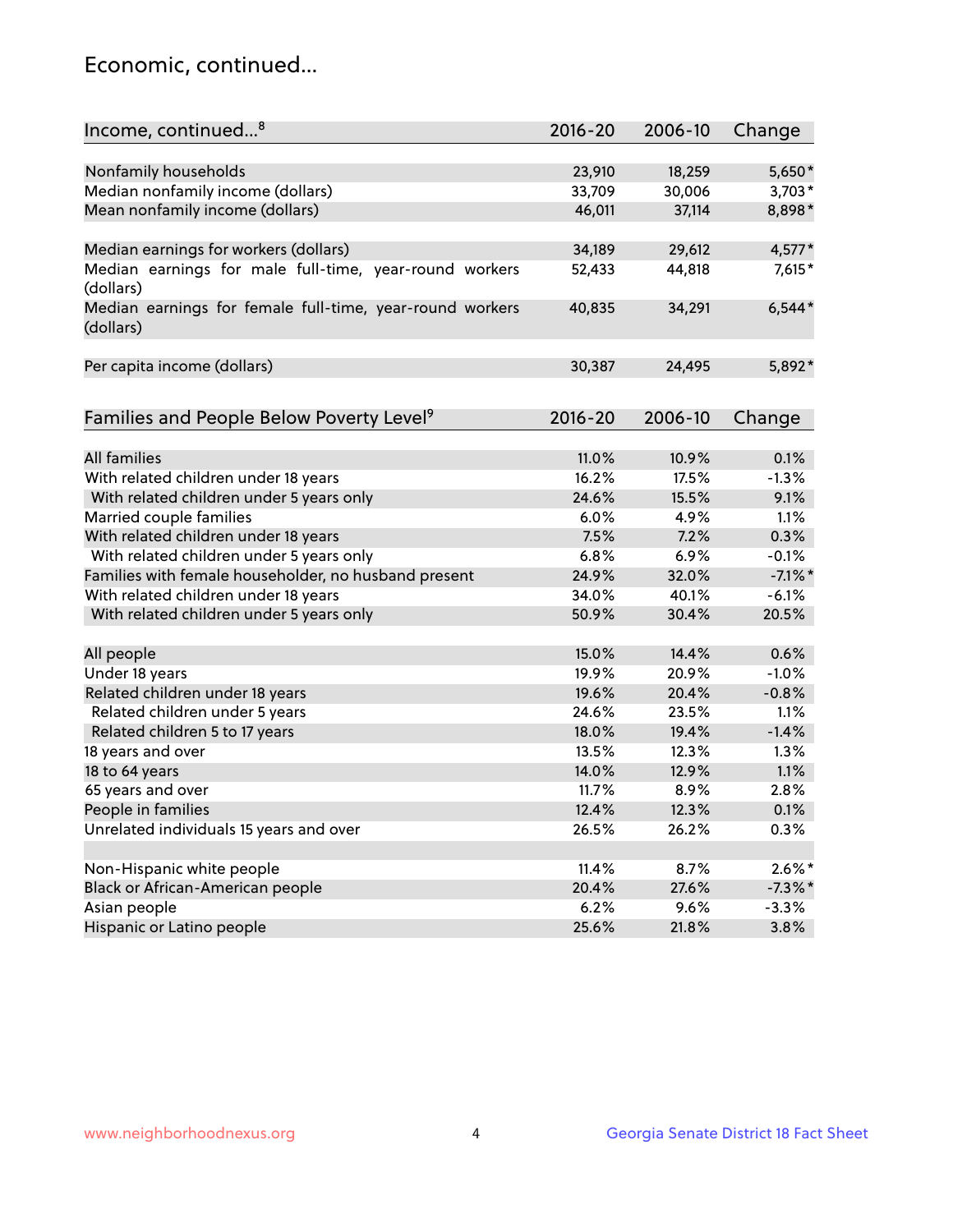## Economic, continued...

| Income, continued...[8] | 2016-20 | 2006-10 | Change |
|---|---|---|---|
| Nonfamily households | 23,910 | 18,259 | 5,650* |
| Median nonfamily income (dollars) | 33,709 | 30,006 | 3,703* |
| Mean nonfamily income (dollars) | 46,011 | 37,114 | 8,898* |
| Median earnings for workers (dollars) | 34,189 | 29,612 | 4,577* |
| Median earnings for male full-time, year-round workers (dollars) | 52,433 | 44,818 | 7,615* |
| Median earnings for female full-time, year-round workers (dollars) | 40,835 | 34,291 | 6,544* |
| Per capita income (dollars) | 30,387 | 24,495 | 5,892* |

| Families and People Below Poverty Level[9] | 2016-20 | 2006-10 | Change |
|---|---|---|---|
| All families | 11.0% | 10.9% | 0.1% |
| With related children under 18 years | 16.2% | 17.5% | -1.3% |
| With related children under 5 years only | 24.6% | 15.5% | 9.1% |
| Married couple families | 6.0% | 4.9% | 1.1% |
| With related children under 18 years | 7.5% | 7.2% | 0.3% |
| With related children under 5 years only | 6.8% | 6.9% | -0.1% |
| Families with female householder, no husband present | 24.9% | 32.0% | -7.1%* |
| With related children under 18 years | 34.0% | 40.1% | -6.1% |
| With related children under 5 years only | 50.9% | 30.4% | 20.5% |
| All people | 15.0% | 14.4% | 0.6% |
| Under 18 years | 19.9% | 20.9% | -1.0% |
| Related children under 18 years | 19.6% | 20.4% | -0.8% |
| Related children under 5 years | 24.6% | 23.5% | 1.1% |
| Related children 5 to 17 years | 18.0% | 19.4% | -1.4% |
| 18 years and over | 13.5% | 12.3% | 1.3% |
| 18 to 64 years | 14.0% | 12.9% | 1.1% |
| 65 years and over | 11.7% | 8.9% | 2.8% |
| People in families | 12.4% | 12.3% | 0.1% |
| Unrelated individuals 15 years and over | 26.5% | 26.2% | 0.3% |
| Non-Hispanic white people | 11.4% | 8.7% | 2.6%* |
| Black or African-American people | 20.4% | 27.6% | -7.3%* |
| Asian people | 6.2% | 9.6% | -3.3% |
| Hispanic or Latino people | 25.6% | 21.8% | 3.8% |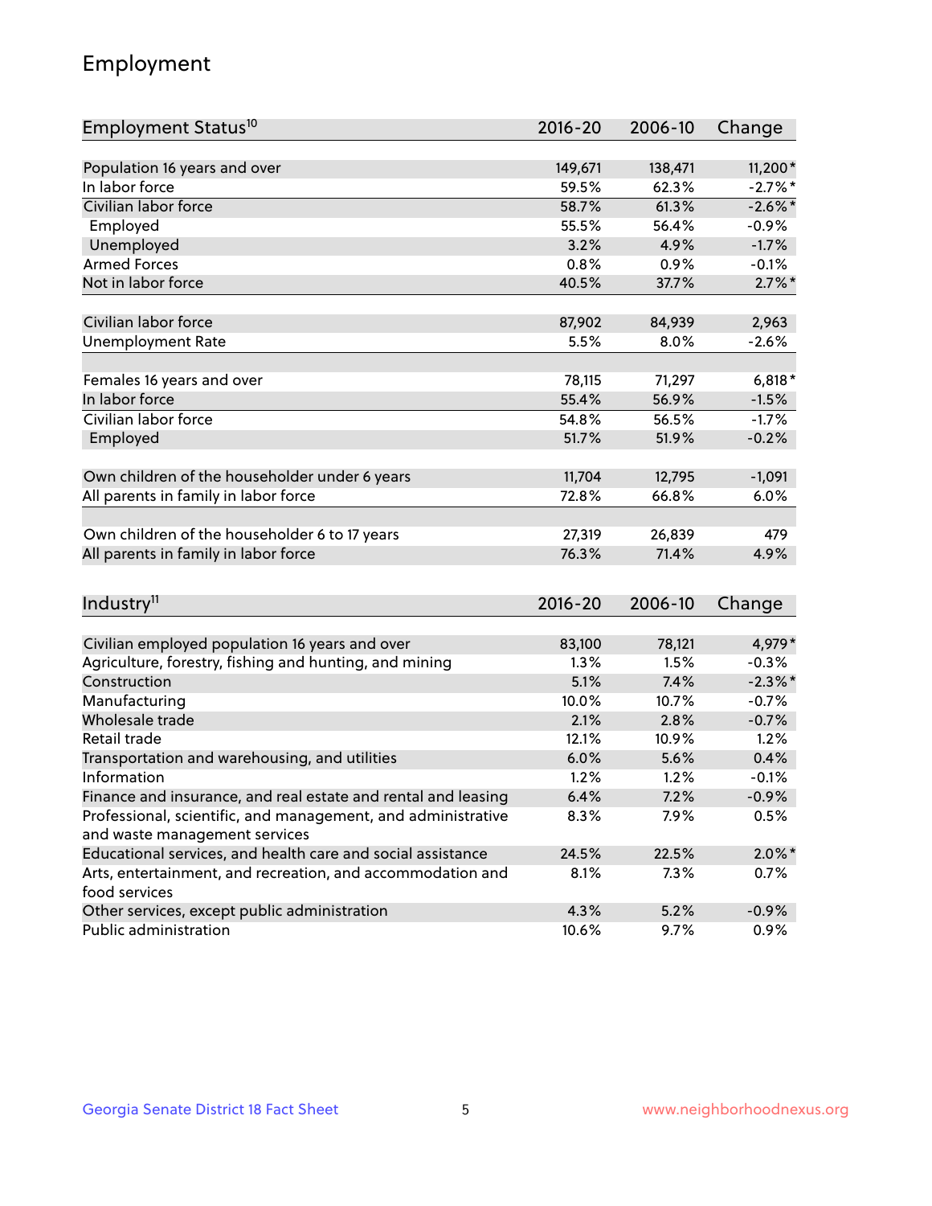## Employment

| Employment Status[10] | 2016-20 | 2006-10 | Change |
|---|---|---|---|
| Population 16 years and over | 149,671 | 138,471 | 11,200* |
| In labor force | 59.5% | 62.3% | -2.7%* |
| Civilian labor force | 58.7% | 61.3% | -2.6%* |
| Employed | 55.5% | 56.4% | -0.9% |
| Unemployed | 3.2% | 4.9% | -1.7% |
| Armed Forces | 0.8% | 0.9% | -0.1% |
| Not in labor force | 40.5% | 37.7% | 2.7%* |
| | | | |
| Civilian labor force | 87,902 | 84,939 | 2,963 |
| Unemployment Rate | 5.5% | 8.0% | -2.6% |
| | | | |
| Females 16 years and over | 78,115 | 71,297 | 6,818* |
| In labor force | 55.4% | 56.9% | -1.5% |
| Civilian labor force | 54.8% | 56.5% | -1.7% |
| Employed | 51.7% | 51.9% | -0.2% |
| | | | |
| Own children of the householder under 6 years | 11,704 | 12,795 | -1,091 |
| All parents in family in labor force | 72.8% | 66.8% | 6.0% |
| | | | |
| Own children of the householder 6 to 17 years | 27,319 | 26,839 | 479 |
| All parents in family in labor force | 76.3% | 71.4% | 4.9% |

| Industry[11] | 2016-20 | 2006-10 | Change |
|---|---|---|---|
| Civilian employed population 16 years and over | 83,100 | 78,121 | 4,979* |
| Agriculture, forestry, fishing and hunting, and mining | 1.3% | 1.5% | -0.3% |
| Construction | 5.1% | 7.4% | -2.3%* |
| Manufacturing | 10.0% | 10.7% | -0.7% |
| Wholesale trade | 2.1% | 2.8% | -0.7% |
| Retail trade | 12.1% | 10.9% | 1.2% |
| Transportation and warehousing, and utilities | 6.0% | 5.6% | 0.4% |
| Information | 1.2% | 1.2% | -0.1% |
| Finance and insurance, and real estate and rental and leasing | 6.4% | 7.2% | -0.9% |
| Professional, scientific, and management, and administrative and waste management services | 8.3% | 7.9% | 0.5% |
| Educational services, and health care and social assistance | 24.5% | 22.5% | 2.0%* |
| Arts, entertainment, and recreation, and accommodation and food services | 8.1% | 7.3% | 0.7% |
| Other services, except public administration | 4.3% | 5.2% | -0.9% |
| Public administration | 10.6% | 9.7% | 0.9% |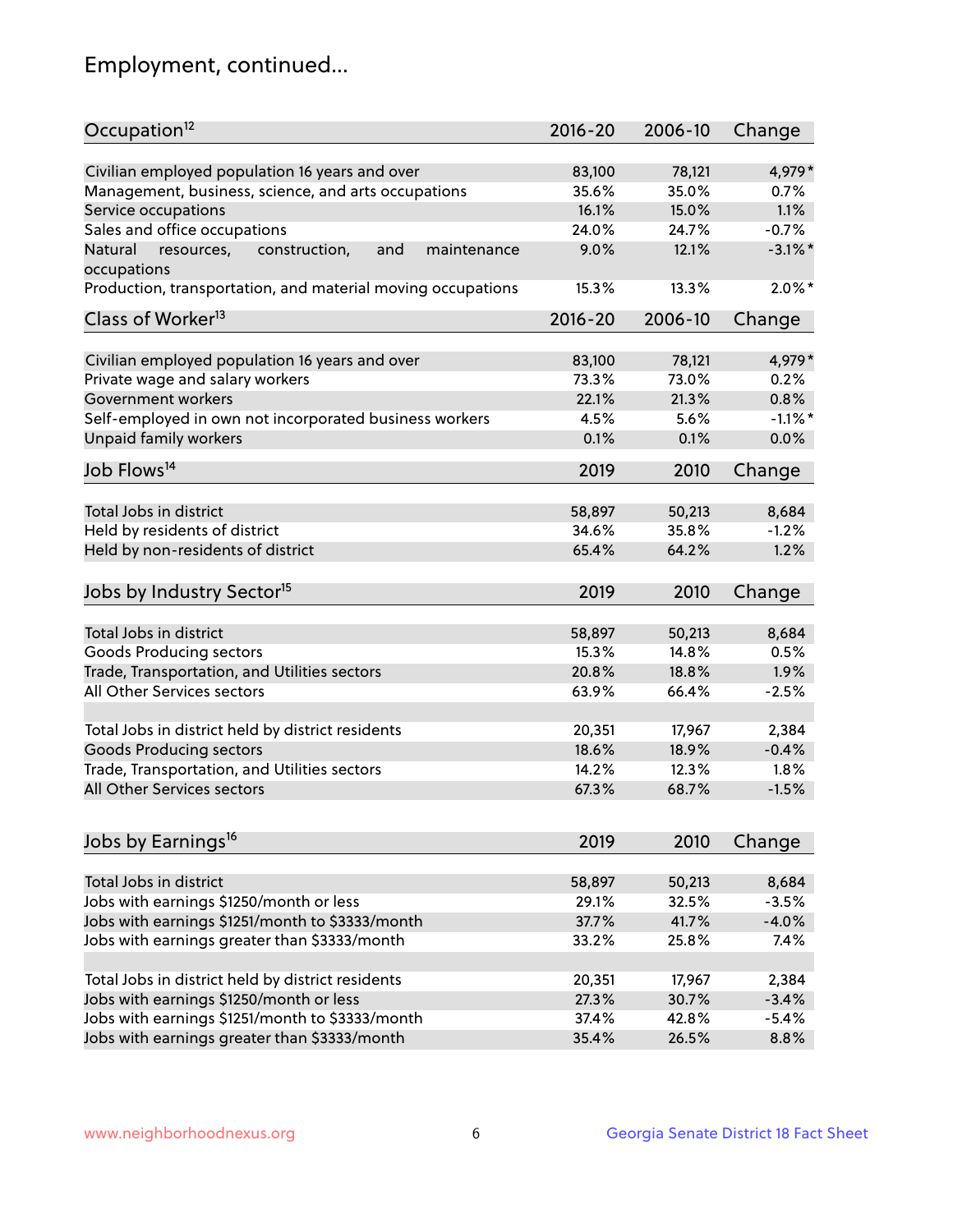# Employment, continued...

| Occupation[12] | 2016-20 | 2006-10 | Change |
|---|---|---|---|
| Civilian employed population 16 years and over | 83,100 | 78,121 | 4,979* |
| Management, business, science, and arts occupations | 35.6% | 35.0% | 0.7% |
| Service occupations | 16.1% | 15.0% | 1.1% |
| Sales and office occupations | 24.0% | 24.7% | -0.7% |
| Natural resources, construction, and maintenance occupations | 9.0% | 12.1% | -3.1%* |
| Production, transportation, and material moving occupations | 15.3% | 13.3% | 2.0%* |

| Class of Worker[13] | 2016-20 | 2006-10 | Change |
|---|---|---|---|
| Civilian employed population 16 years and over | 83,100 | 78,121 | 4,979* |
| Private wage and salary workers | 73.3% | 73.0% | 0.2% |
| Government workers | 22.1% | 21.3% | 0.8% |
| Self-employed in own not incorporated business workers | 4.5% | 5.6% | -1.1%* |
| Unpaid family workers | 0.1% | 0.1% | 0.0% |

| Job Flows[14] | 2019 | 2010 | Change |
|---|---|---|---|
| Total Jobs in district | 58,897 | 50,213 | 8,684 |
| Held by residents of district | 34.6% | 35.8% | -1.2% |
| Held by non-residents of district | 65.4% | 64.2% | 1.2% |

| Jobs by Industry Sector[15] | 2019 | 2010 | Change |
|---|---|---|---|
| Total Jobs in district | 58,897 | 50,213 | 8,684 |
| Goods Producing sectors | 15.3% | 14.8% | 0.5% |
| Trade, Transportation, and Utilities sectors | 20.8% | 18.8% | 1.9% |
| All Other Services sectors | 63.9% | 66.4% | -2.5% |
| | | | |
| Total Jobs in district held by district residents | 20,351 | 17,967 | 2,384 |
| Goods Producing sectors | 18.6% | 18.9% | -0.4% |
| Trade, Transportation, and Utilities sectors | 14.2% | 12.3% | 1.8% |
| All Other Services sectors | 67.3% | 68.7% | -1.5% |

| Jobs by Earnings[16] | 2019 | 2010 | Change |
|---|---|---|---|
| Total Jobs in district | 58,897 | 50,213 | 8,684 |
| Jobs with earnings $1250/month or less | 29.1% | 32.5% | -3.5% |
| Jobs with earnings $1251/month to $3333/month | 37.7% | 41.7% | -4.0% |
| Jobs with earnings greater than $3333/month | 33.2% | 25.8% | 7.4% |
| | | | |
| Total Jobs in district held by district residents | 20,351 | 17,967 | 2,384 |
| Jobs with earnings $1250/month or less | 27.3% | 30.7% | -3.4% |
| Jobs with earnings $1251/month to $3333/month | 37.4% | 42.8% | -5.4% |
| Jobs with earnings greater than $3333/month | 35.4% | 26.5% | 8.8% |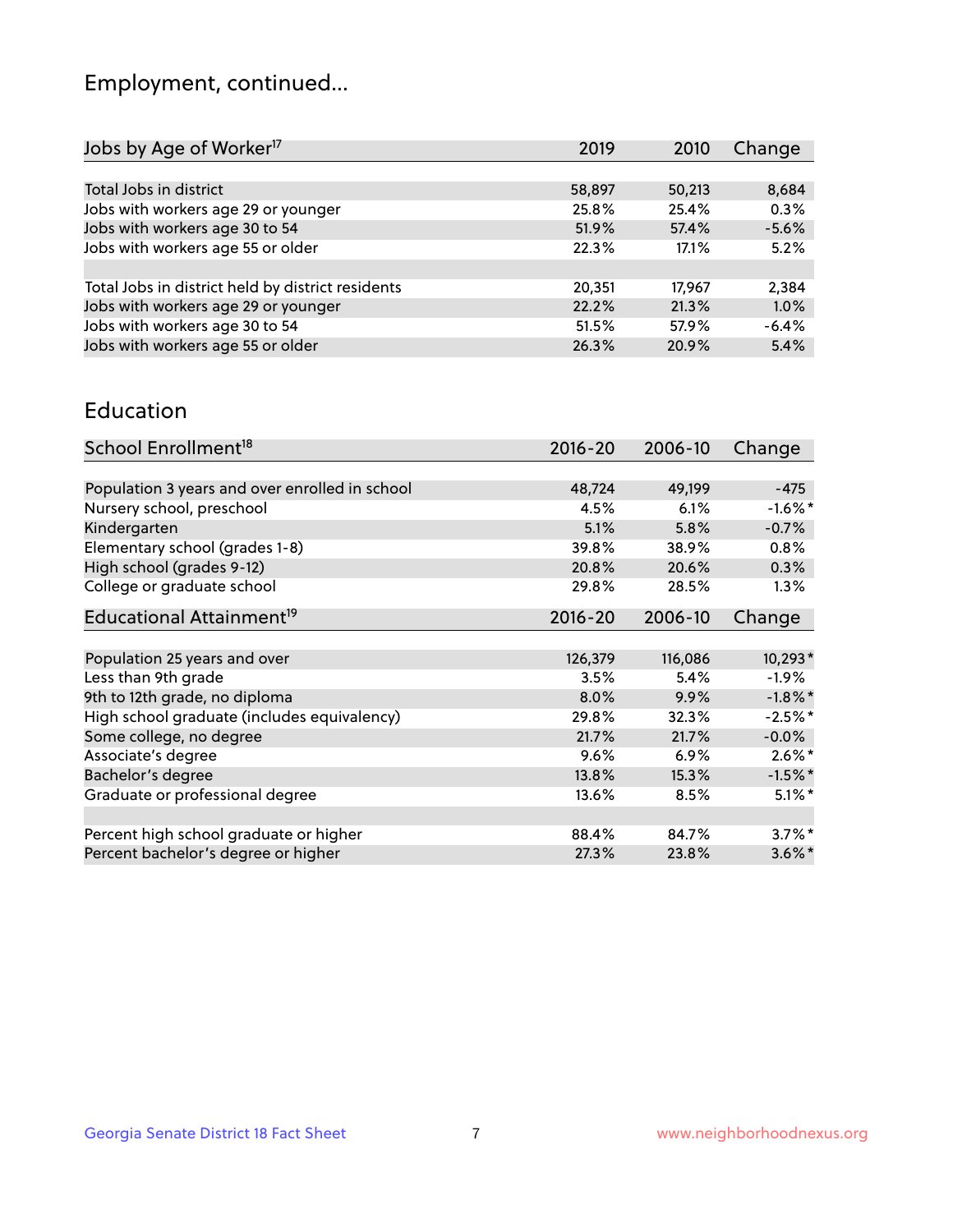# Employment, continued...

| Jobs by Age of Worker[17] | 2019 | 2010 | Change |
|---|---|---|---|
| Total Jobs in district | 58,897 | 50,213 | 8,684 |
| Jobs with workers age 29 or younger | 25.8% | 25.4% | 0.3% |
| Jobs with workers age 30 to 54 | 51.9% | 57.4% | -5.6% |
| Jobs with workers age 55 or older | 22.3% | 17.1% | 5.2% |
| | | | |
| Total Jobs in district held by district residents | 20,351 | 17,967 | 2,384 |
| Jobs with workers age 29 or younger | 22.2% | 21.3% | 1.0% |
| Jobs with workers age 30 to 54 | 51.5% | 57.9% | -6.4% |
| Jobs with workers age 55 or older | 26.3% | 20.9% | 5.4% |

## Education

| School Enrollment[18] | 2016-20 | 2006-10 | Change |
|---|---|---|---|
| Population 3 years and over enrolled in school | 48,724 | 49,199 | -475 |
| Nursery school, preschool | 4.5% | 6.1% | -1.6%* |
| Kindergarten | 5.1% | 5.8% | -0.7% |
| Elementary school (grades 1-8) | 39.8% | 38.9% | 0.8% |
| High school (grades 9-12) | 20.8% | 20.6% | 0.3% |
| College or graduate school | 29.8% | 28.5% | 1.3% |

| Educational Attainment[19] | 2016-20 | 2006-10 | Change |
|---|---|---|---|
| Population 25 years and over | 126,379 | 116,086 | 10,293* |
| Less than 9th grade | 3.5% | 5.4% | -1.9% |
| 9th to 12th grade, no diploma | 8.0% | 9.9% | -1.8%* |
| High school graduate (includes equivalency) | 29.8% | 32.3% | -2.5%* |
| Some college, no degree | 21.7% | 21.7% | -0.0% |
| Associate's degree | 9.6% | 6.9% | 2.6%* |
| Bachelor's degree | 13.8% | 15.3% | -1.5%* |
| Graduate or professional degree | 13.6% | 8.5% | 5.1%* |
| | | | |
| Percent high school graduate or higher | 88.4% | 84.7% | 3.7%* |
| Percent bachelor's degree or higher | 27.3% | 23.8% | 3.6%* |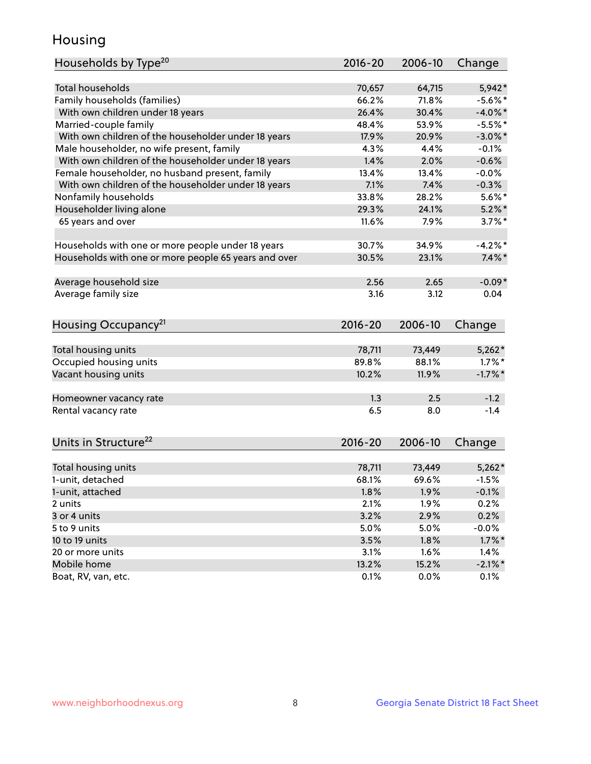# Housing

| Households by Type[20] | 2016-20 | 2006-10 | Change |
|---|---|---|---|
| Total households | 70,657 | 64,715 | 5,942* |
| Family households (families) | 66.2% | 71.8% | -5.6%* |
| With own children under 18 years | 26.4% | 30.4% | -4.0%* |
| Married-couple family | 48.4% | 53.9% | -5.5%* |
| With own children of the householder under 18 years | 17.9% | 20.9% | -3.0%* |
| Male householder, no wife present, family | 4.3% | 4.4% | -0.1% |
| With own children of the householder under 18 years | 1.4% | 2.0% | -0.6% |
| Female householder, no husband present, family | 13.4% | 13.4% | -0.0% |
| With own children of the householder under 18 years | 7.1% | 7.4% | -0.3% |
| Nonfamily households | 33.8% | 28.2% | 5.6%* |
| Householder living alone | 29.3% | 24.1% | 5.2%* |
| 65 years and over | 11.6% | 7.9% | 3.7%* |
| | | | |
| Households with one or more people under 18 years | 30.7% | 34.9% | -4.2%* |
| Households with one or more people 65 years and over | 30.5% | 23.1% | 7.4%* |
| | | | |
| Average household size | 2.56 | 2.65 | -0.09* |
| Average family size | 3.16 | 3.12 | 0.04 |

| Housing Occupancy[21] | 2016-20 | 2006-10 | Change |
|---|---|---|---|
| Total housing units | 78,711 | 73,449 | 5,262* |
| Occupied housing units | 89.8% | 88.1% | 1.7%* |
| Vacant housing units | 10.2% | 11.9% | -1.7%* |
| | | | |
| Homeowner vacancy rate | 1.3 | 2.5 | -1.2 |
| Rental vacancy rate | 6.5 | 8.0 | -1.4 |

| Units in Structure[22] | 2016-20 | 2006-10 | Change |
|---|---|---|---|
| Total housing units | 78,711 | 73,449 | 5,262* |
| 1-unit, detached | 68.1% | 69.6% | -1.5% |
| 1-unit, attached | 1.8% | 1.9% | -0.1% |
| 2 units | 2.1% | 1.9% | 0.2% |
| 3 or 4 units | 3.2% | 2.9% | 0.2% |
| 5 to 9 units | 5.0% | 5.0% | -0.0% |
| 10 to 19 units | 3.5% | 1.8% | 1.7%* |
| 20 or more units | 3.1% | 1.6% | 1.4% |
| Mobile home | 13.2% | 15.2% | -2.1%* |
| Boat, RV, van, etc. | 0.1% | 0.0% | 0.1% |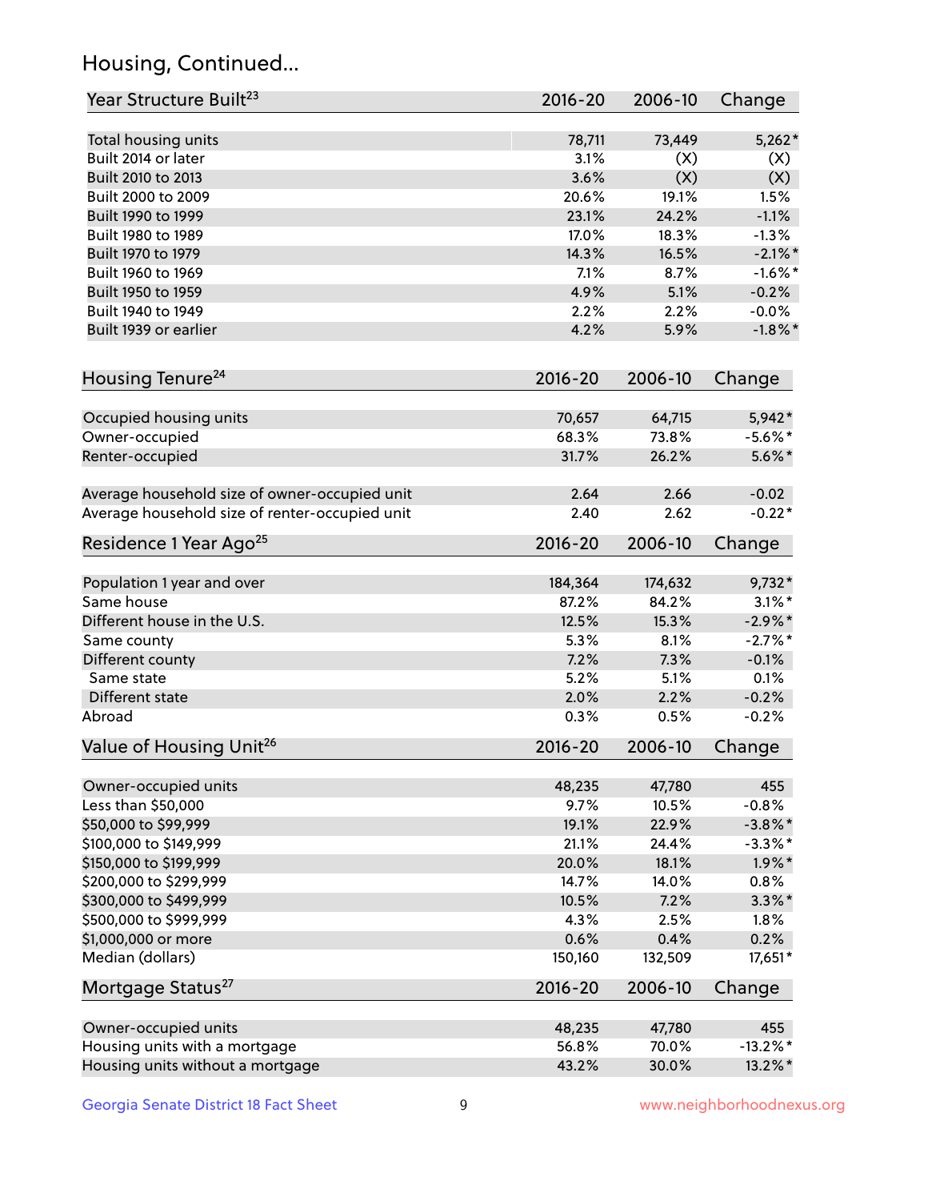## Housing, Continued...

| Year Structure Built[23] | 2016-20 | 2006-10 | Change |
|---|---|---|---|
| Total housing units | 78,711 | 73,449 | 5,262* |
| Built 2014 or later | 3.1% | (X) | (X) |
| Built 2010 to 2013 | 3.6% | (X) | (X) |
| Built 2000 to 2009 | 20.6% | 19.1% | 1.5% |
| Built 1990 to 1999 | 23.1% | 24.2% | -1.1% |
| Built 1980 to 1989 | 17.0% | 18.3% | -1.3% |
| Built 1970 to 1979 | 14.3% | 16.5% | -2.1%* |
| Built 1960 to 1969 | 7.1% | 8.7% | -1.6%* |
| Built 1950 to 1959 | 4.9% | 5.1% | -0.2% |
| Built 1940 to 1949 | 2.2% | 2.2% | -0.0% |
| Built 1939 or earlier | 4.2% | 5.9% | -1.8%* |

| Housing Tenure[24] | 2016-20 | 2006-10 | Change |
|---|---|---|---|
| Occupied housing units | 70,657 | 64,715 | 5,942* |
| Owner-occupied | 68.3% | 73.8% | -5.6%* |
| Renter-occupied | 31.7% | 26.2% | 5.6%* |
| Average household size of owner-occupied unit | 2.64 | 2.66 | -0.02 |
| Average household size of renter-occupied unit | 2.40 | 2.62 | -0.22* |

| Residence 1 Year Ago[25] | 2016-20 | 2006-10 | Change |
|---|---|---|---|
| Population 1 year and over | 184,364 | 174,632 | 9,732* |
| Same house | 87.2% | 84.2% | 3.1%* |
| Different house in the U.S. | 12.5% | 15.3% | -2.9%* |
| Same county | 5.3% | 8.1% | -2.7%* |
| Different county | 7.2% | 7.3% | -0.1% |
| Same state | 5.2% | 5.1% | 0.1% |
| Different state | 2.0% | 2.2% | -0.2% |
| Abroad | 0.3% | 0.5% | -0.2% |

| Value of Housing Unit[26] | 2016-20 | 2006-10 | Change |
|---|---|---|---|
| Owner-occupied units | 48,235 | 47,780 | 455 |
| Less than $50,000 | 9.7% | 10.5% | -0.8% |
| $50,000 to $99,999 | 19.1% | 22.9% | -3.8%* |
| $100,000 to $149,999 | 21.1% | 24.4% | -3.3%* |
| $150,000 to $199,999 | 20.0% | 18.1% | 1.9%* |
| $200,000 to $299,999 | 14.7% | 14.0% | 0.8% |
| $300,000 to $499,999 | 10.5% | 7.2% | 3.3%* |
| $500,000 to $999,999 | 4.3% | 2.5% | 1.8% |
| $1,000,000 or more | 0.6% | 0.4% | 0.2% |
| Median (dollars) | 150,160 | 132,509 | 17,651* |

| Mortgage Status[27] | 2016-20 | 2006-10 | Change |
|---|---|---|---|
| Owner-occupied units | 48,235 | 47,780 | 455 |
| Housing units with a mortgage | 56.8% | 70.0% | -13.2%* |
| Housing units without a mortgage | 43.2% | 30.0% | 13.2%* |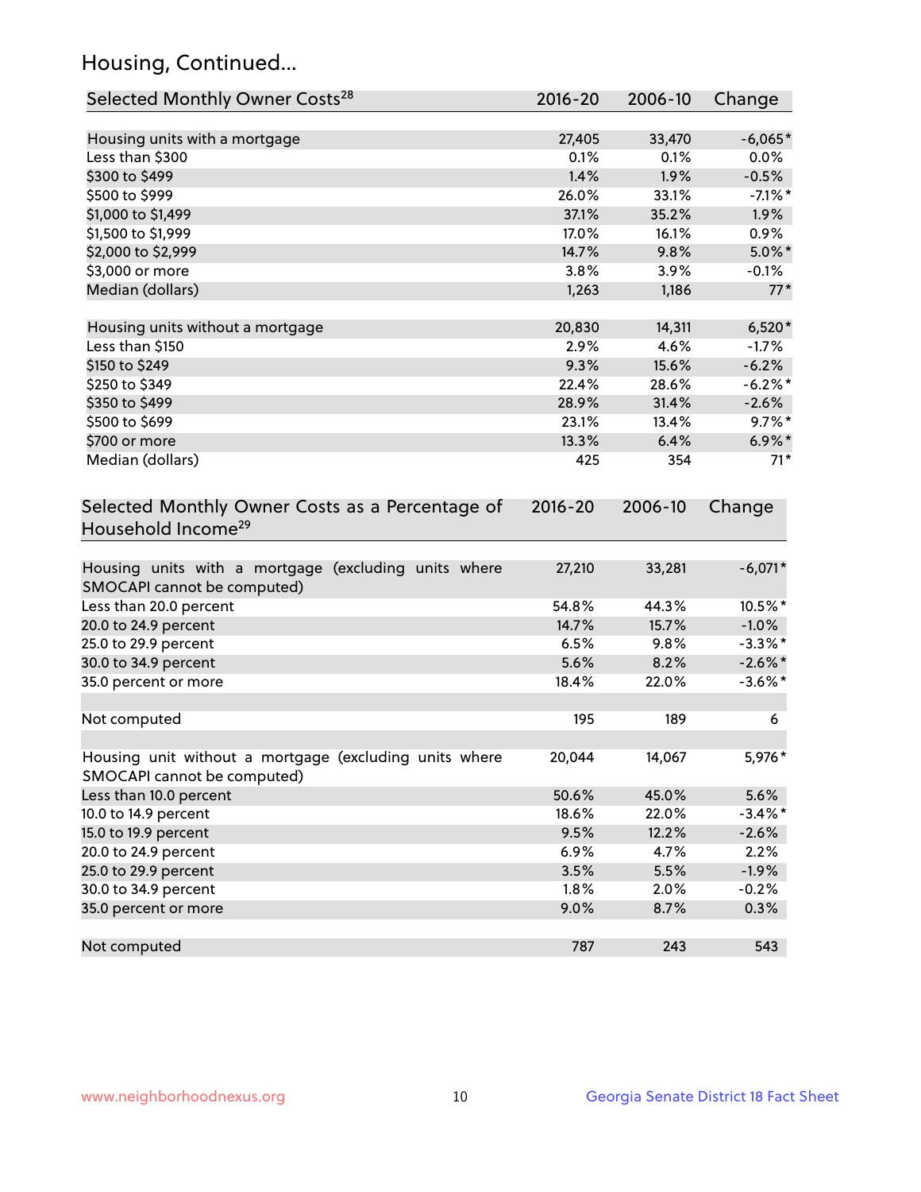## Housing, Continued...

| Selected Monthly Owner Costs[28] | 2016-20 | 2006-10 | Change |
|---|---|---|---|
| Housing units with a mortgage | 27,405 | 33,470 | -6,065* |
| Less than $300 | 0.1% | 0.1% | 0.0% |
| $300 to $499 | 1.4% | 1.9% | -0.5% |
| $500 to $999 | 26.0% | 33.1% | -7.1%* |
| $1,000 to $1,499 | 37.1% | 35.2% | 1.9% |
| $1,500 to $1,999 | 17.0% | 16.1% | 0.9% |
| $2,000 to $2,999 | 14.7% | 9.8% | 5.0%* |
| $3,000 or more | 3.8% | 3.9% | -0.1% |
| Median (dollars) | 1,263 | 1,186 | 77* |
| | | | |
| Housing units without a mortgage | 20,830 | 14,311 | 6,520* |
| Less than $150 | 2.9% | 4.6% | -1.7% |
| $150 to $249 | 9.3% | 15.6% | -6.2% |
| $250 to $349 | 22.4% | 28.6% | -6.2%* |
| $350 to $499 | 28.9% | 31.4% | -2.6% |
| $500 to $699 | 23.1% | 13.4% | 9.7%* |
| $700 or more | 13.3% | 6.4% | 6.9%* |
| Median (dollars) | 425 | 354 | 71* |

| Selected Monthly Owner Costs as a Percentage of Household Income[29] | 2016-20 | 2006-10 | Change |
|---|---|---|---|
| Housing units with a mortgage (excluding units where SMOCAPI cannot be computed) | 27,210 | 33,281 | -6,071* |
| Less than 20.0 percent | 54.8% | 44.3% | 10.5%* |
| 20.0 to 24.9 percent | 14.7% | 15.7% | -1.0% |
| 25.0 to 29.9 percent | 6.5% | 9.8% | -3.3%* |
| 30.0 to 34.9 percent | 5.6% | 8.2% | -2.6%* |
| 35.0 percent or more | 18.4% | 22.0% | -3.6%* |
| | | | |
| Not computed | 195 | 189 | 6 |
| | | | |
| Housing unit without a mortgage (excluding units where SMOCAPI cannot be computed) | 20,044 | 14,067 | 5,976* |
| Less than 10.0 percent | 50.6% | 45.0% | 5.6% |
| 10.0 to 14.9 percent | 18.6% | 22.0% | -3.4%* |
| 15.0 to 19.9 percent | 9.5% | 12.2% | -2.6% |
| 20.0 to 24.9 percent | 6.9% | 4.7% | 2.2% |
| 25.0 to 29.9 percent | 3.5% | 5.5% | -1.9% |
| 30.0 to 34.9 percent | 1.8% | 2.0% | -0.2% |
| 35.0 percent or more | 9.0% | 8.7% | 0.3% |
| | | | |
| Not computed | 787 | 243 | 543 |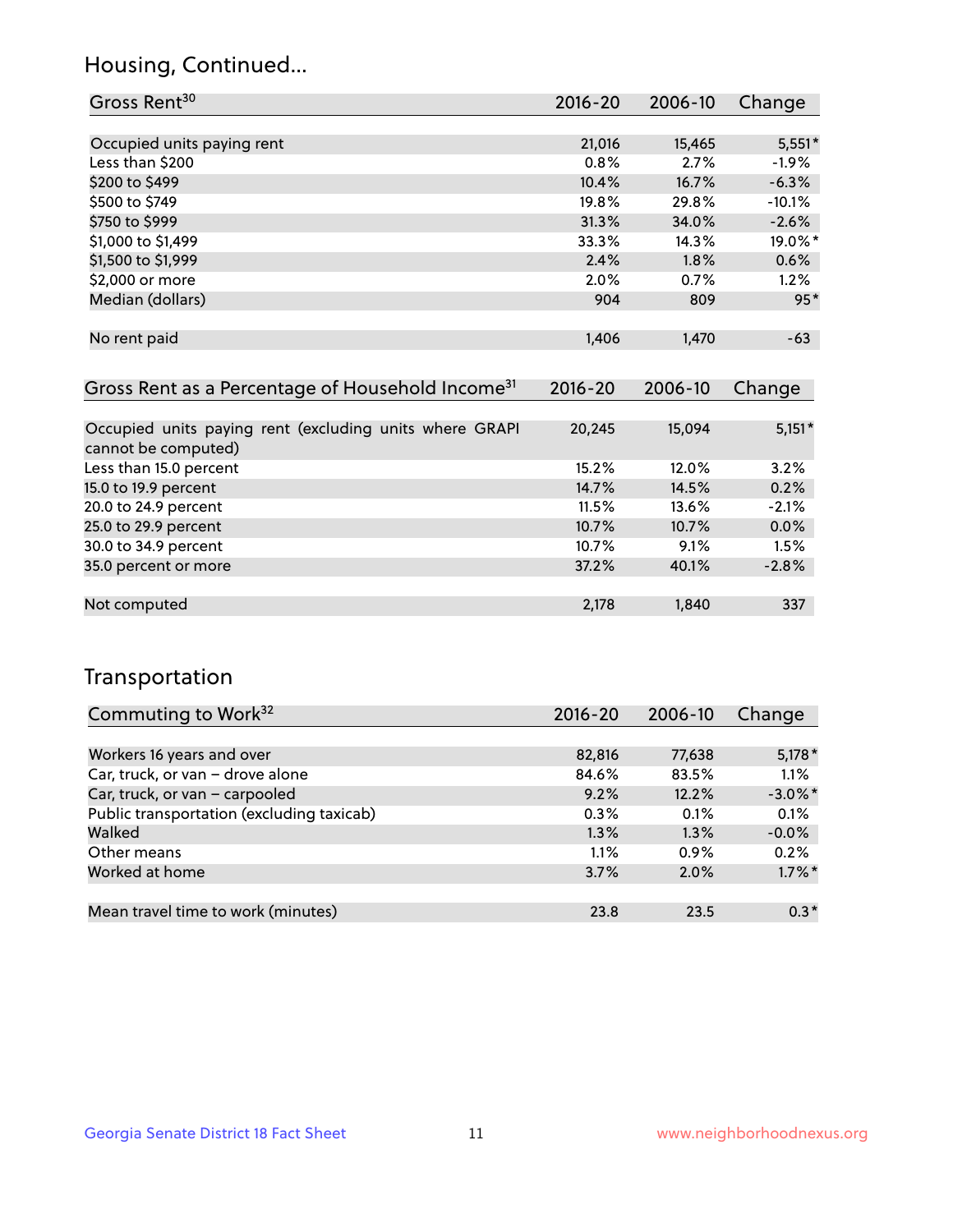## Housing, Continued...

| Gross Rent[30] | 2016-20 | 2006-10 | Change |
|---|---|---|---|
| Occupied units paying rent | 21,016 | 15,465 | 5,551* |
| Less than $200 | 0.8% | 2.7% | -1.9% |
| $200 to $499 | 10.4% | 16.7% | -6.3% |
| $500 to $749 | 19.8% | 29.8% | -10.1% |
| $750 to $999 | 31.3% | 34.0% | -2.6% |
| $1,000 to $1,499 | 33.3% | 14.3% | 19.0%* |
| $1,500 to $1,999 | 2.4% | 1.8% | 0.6% |
| $2,000 or more | 2.0% | 0.7% | 1.2% |
| Median (dollars) | 904 | 809 | 95* |
| No rent paid | 1,406 | 1,470 | -63 |

| Gross Rent as a Percentage of Household Income[31] | 2016-20 | 2006-10 | Change |
|---|---|---|---|
| Occupied units paying rent (excluding units where GRAPI cannot be computed) | 20,245 | 15,094 | 5,151* |
| Less than 15.0 percent | 15.2% | 12.0% | 3.2% |
| 15.0 to 19.9 percent | 14.7% | 14.5% | 0.2% |
| 20.0 to 24.9 percent | 11.5% | 13.6% | -2.1% |
| 25.0 to 29.9 percent | 10.7% | 10.7% | 0.0% |
| 30.0 to 34.9 percent | 10.7% | 9.1% | 1.5% |
| 35.0 percent or more | 37.2% | 40.1% | -2.8% |
| Not computed | 2,178 | 1,840 | 337 |

## Transportation

| Commuting to Work[32] | 2016-20 | 2006-10 | Change |
|---|---|---|---|
| Workers 16 years and over | 82,816 | 77,638 | 5,178* |
| Car, truck, or van – drove alone | 84.6% | 83.5% | 1.1% |
| Car, truck, or van – carpooled | 9.2% | 12.2% | -3.0%* |
| Public transportation (excluding taxicab) | 0.3% | 0.1% | 0.1% |
| Walked | 1.3% | 1.3% | -0.0% |
| Other means | 1.1% | 0.9% | 0.2% |
| Worked at home | 3.7% | 2.0% | 1.7%* |
| Mean travel time to work (minutes) | 23.8 | 23.5 | 0.3* |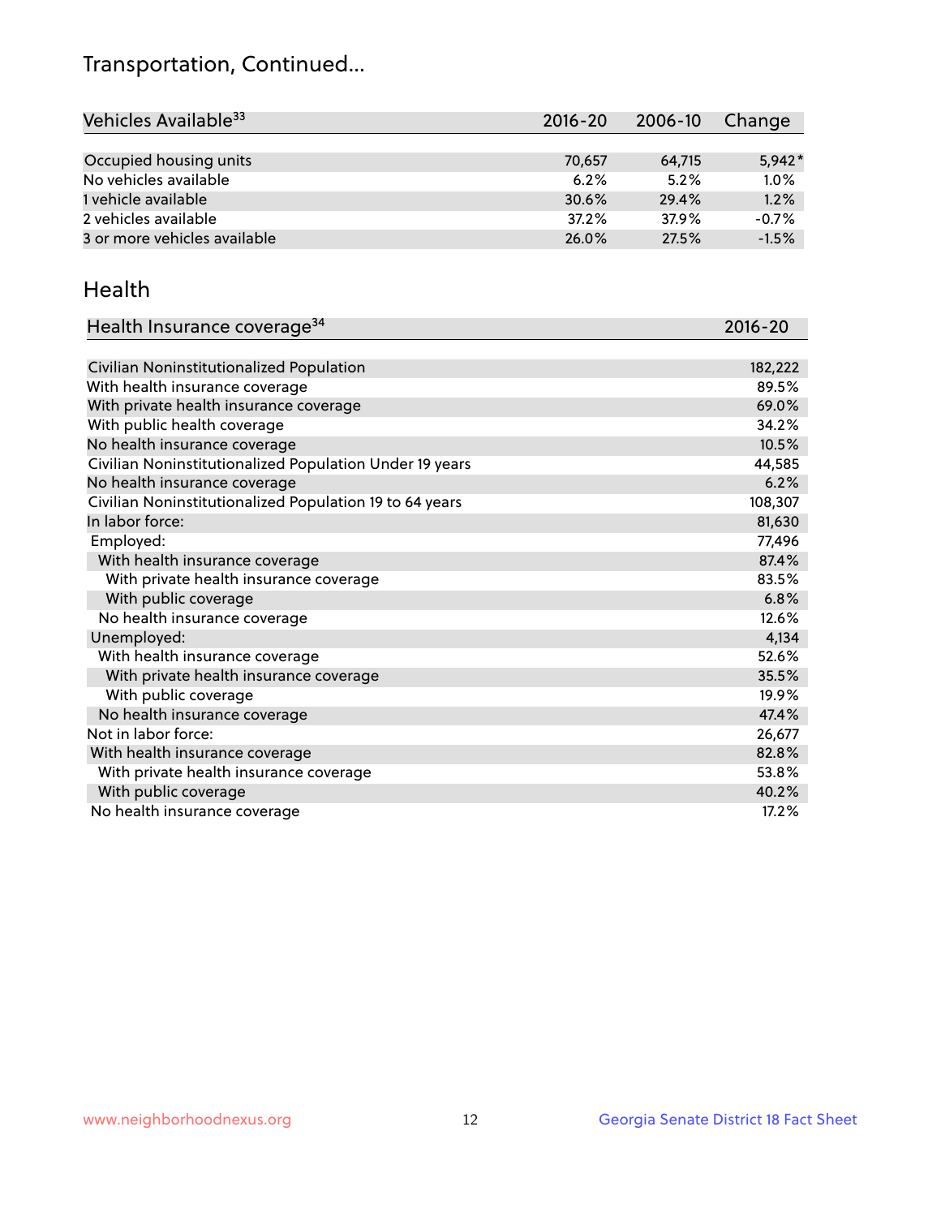# Transportation, Continued...

| Vehicles Available[33] | 2016-20 | 2006-10 | Change |
|---|---|---|---|
| Occupied housing units | 70,657 | 64,715 | 5,942* |
| No vehicles available | 6.2% | 5.2% | 1.0% |
| 1 vehicle available | 30.6% | 29.4% | 1.2% |
| 2 vehicles available | 37.2% | 37.9% | -0.7% |
| 3 or more vehicles available | 26.0% | 27.5% | -1.5% |

## Health

| Health Insurance coverage[34] | 2016-20 |
|---|---|
| Civilian Noninstitutionalized Population | 182,222 |
| With health insurance coverage | 89.5% |
| With private health insurance coverage | 69.0% |
| With public health coverage | 34.2% |
| No health insurance coverage | 10.5% |
| Civilian Noninstitutionalized Population Under 19 years | 44,585 |
| No health insurance coverage | 6.2% |
| Civilian Noninstitutionalized Population 19 to 64 years | 108,307 |
| In labor force: | 81,630 |
| Employed: | 77,496 |
| With health insurance coverage | 87.4% |
| With private health insurance coverage | 83.5% |
| With public coverage | 6.8% |
| No health insurance coverage | 12.6% |
| Unemployed: | 4,134 |
| With health insurance coverage | 52.6% |
| With private health insurance coverage | 35.5% |
| With public coverage | 19.9% |
| No health insurance coverage | 47.4% |
| Not in labor force: | 26,677 |
| With health insurance coverage | 82.8% |
| With private health insurance coverage | 53.8% |
| With public coverage | 40.2% |
| No health insurance coverage | 17.2% |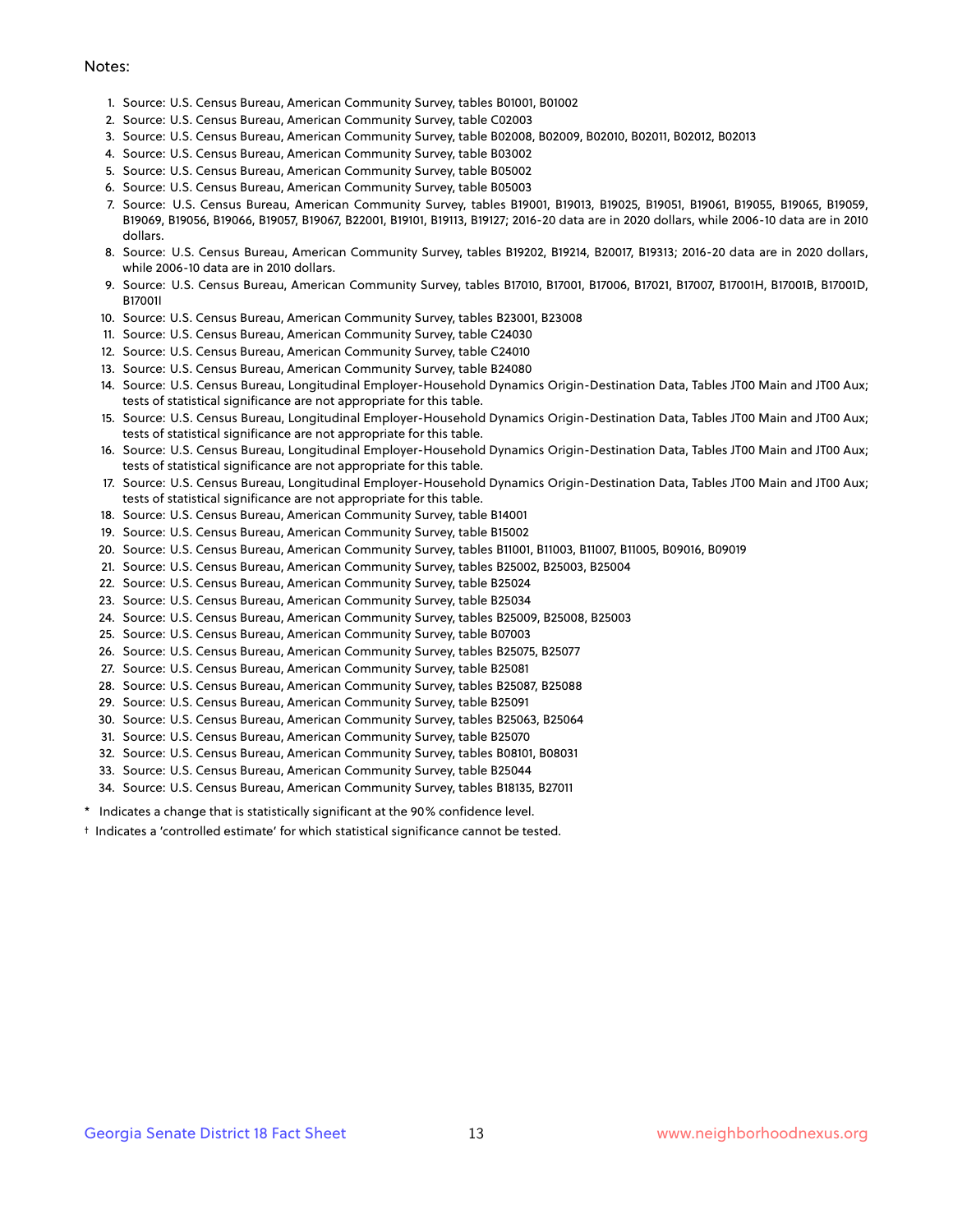Notes:

1. Source: U.S. Census Bureau, American Community Survey, tables B01001, B01002
2. Source: U.S. Census Bureau, American Community Survey, table C02003
3. Source: U.S. Census Bureau, American Community Survey, table B02008, B02009, B02010, B02011, B02012, B02013
4. Source: U.S. Census Bureau, American Community Survey, table B03002
5. Source: U.S. Census Bureau, American Community Survey, table B05002
6. Source: U.S. Census Bureau, American Community Survey, table B05003
7. Source: U.S. Census Bureau, American Community Survey, tables B19001, B19013, B19025, B19051, B19061, B19055, B19065, B19059, B19069, B19056, B19066, B19057, B19067, B22001, B19101, B19113, B19127; 2016-20 data are in 2020 dollars, while 2006-10 data are in 2010 dollars.
8. Source: U.S. Census Bureau, American Community Survey, tables B19202, B19214, B20017, B19313; 2016-20 data are in 2020 dollars, while 2006-10 data are in 2010 dollars.
9. Source: U.S. Census Bureau, American Community Survey, tables B17010, B17001, B17006, B17021, B17007, B17001H, B17001B, B17001D, B17001I
10. Source: U.S. Census Bureau, American Community Survey, tables B23001, B23008
11. Source: U.S. Census Bureau, American Community Survey, table C24030
12. Source: U.S. Census Bureau, American Community Survey, table C24010
13. Source: U.S. Census Bureau, American Community Survey, table B24080
14. Source: U.S. Census Bureau, Longitudinal Employer-Household Dynamics Origin-Destination Data, Tables JT00 Main and JT00 Aux; tests of statistical significance are not appropriate for this table.
15. Source: U.S. Census Bureau, Longitudinal Employer-Household Dynamics Origin-Destination Data, Tables JT00 Main and JT00 Aux; tests of statistical significance are not appropriate for this table.
16. Source: U.S. Census Bureau, Longitudinal Employer-Household Dynamics Origin-Destination Data, Tables JT00 Main and JT00 Aux; tests of statistical significance are not appropriate for this table.
17. Source: U.S. Census Bureau, Longitudinal Employer-Household Dynamics Origin-Destination Data, Tables JT00 Main and JT00 Aux; tests of statistical significance are not appropriate for this table.
18. Source: U.S. Census Bureau, American Community Survey, table B14001
19. Source: U.S. Census Bureau, American Community Survey, table B15002
20. Source: U.S. Census Bureau, American Community Survey, tables B11001, B11003, B11007, B11005, B09016, B09019
21. Source: U.S. Census Bureau, American Community Survey, tables B25002, B25003, B25004
22. Source: U.S. Census Bureau, American Community Survey, table B25024
23. Source: U.S. Census Bureau, American Community Survey, table B25034
24. Source: U.S. Census Bureau, American Community Survey, tables B25009, B25008, B25003
25. Source: U.S. Census Bureau, American Community Survey, table B07003
26. Source: U.S. Census Bureau, American Community Survey, tables B25075, B25077
27. Source: U.S. Census Bureau, American Community Survey, table B25081
28. Source: U.S. Census Bureau, American Community Survey, tables B25087, B25088
29. Source: U.S. Census Bureau, American Community Survey, table B25091
30. Source: U.S. Census Bureau, American Community Survey, tables B25063, B25064
31. Source: U.S. Census Bureau, American Community Survey, table B25070
32. Source: U.S. Census Bureau, American Community Survey, tables B08101, B08031
33. Source: U.S. Census Bureau, American Community Survey, table B25044
34. Source: U.S. Census Bureau, American Community Survey, tables B18135, B27011

\* Indicates a change that is statistically significant at the 90% confidence level.

† Indicates a 'controlled estimate' for which statistical significance cannot be tested.